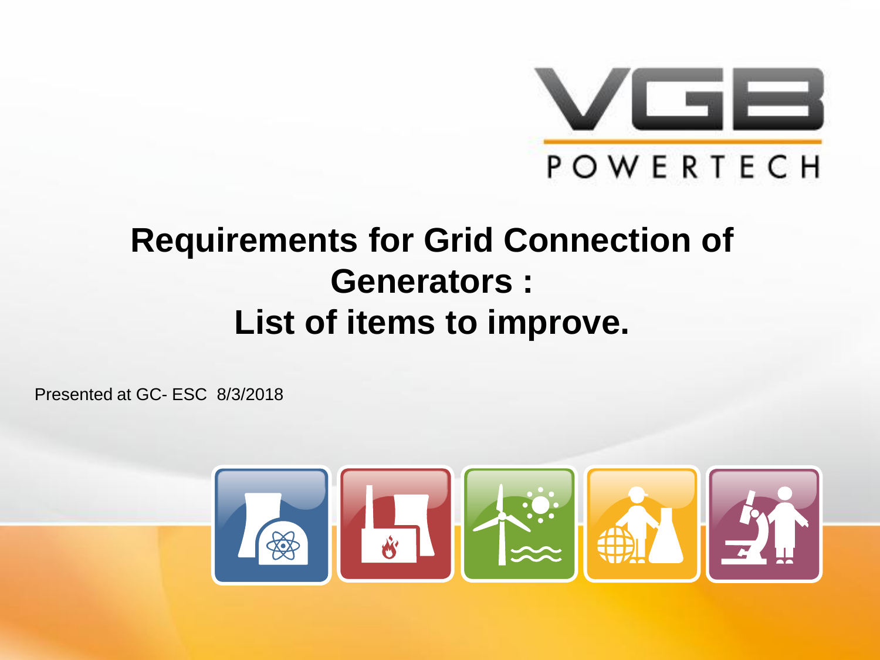VGB POWERTECH

# Requirements for Grid Connection of Generators : List of items to improve.

Presented at GC- ESC 8/3/2018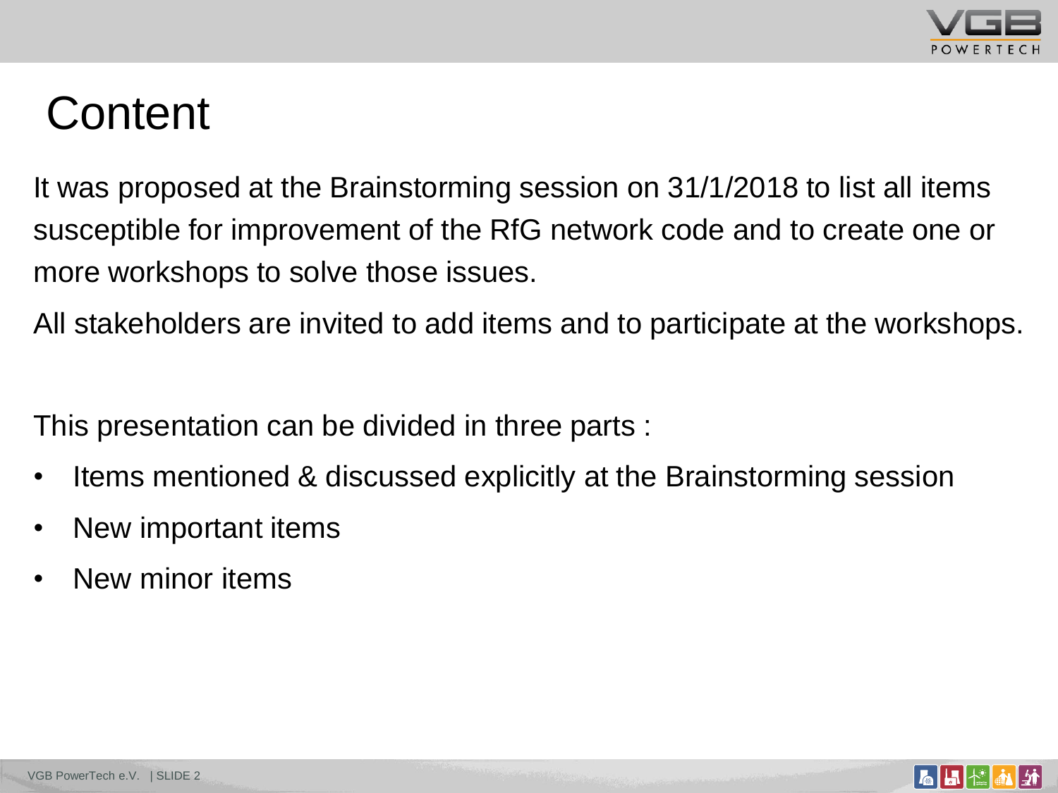# Content

It was proposed at the Brainstorming session on 31/1/2018 to list all items susceptible for improvement of the RfG network code and to create one or more workshops to solve those issues.

All stakeholders are invited to add items and to participate at the workshops.

This presentation can be divided in three parts :

- Items mentioned & discussed explicitly at the Brainstorming session
- New important items
- New minor items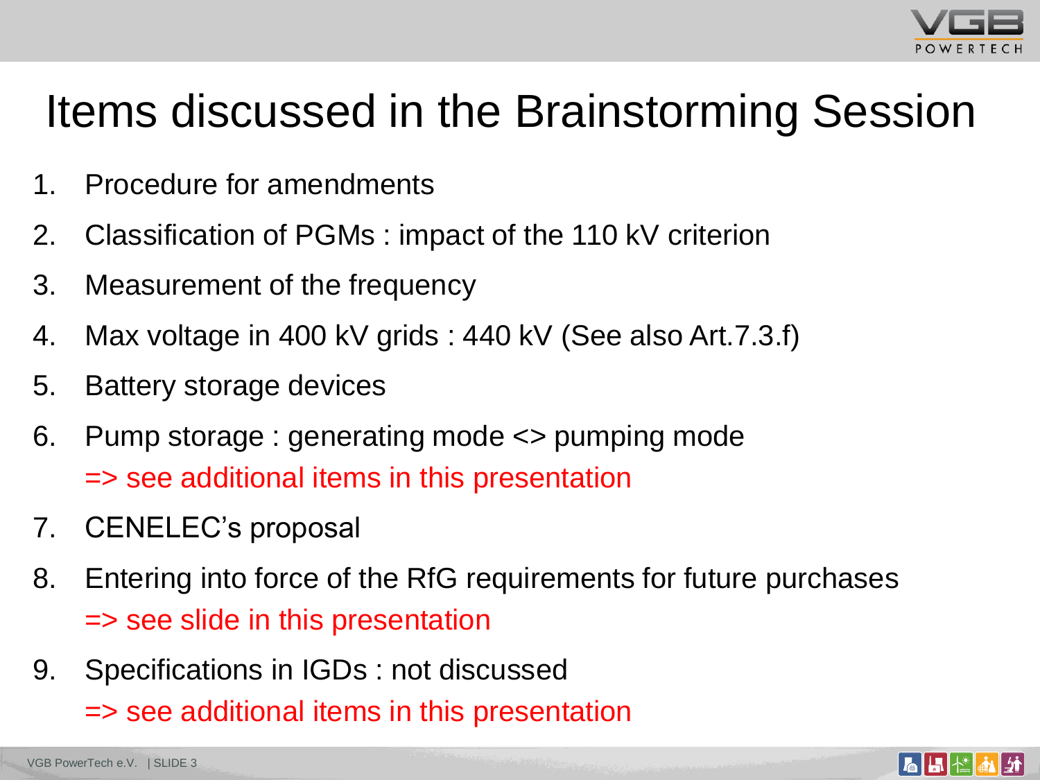# Items discussed in the Brainstorming Session

1. Procedure for amendments
2. Classification of PGMs : impact of the 110 kV criterion
3. Measurement of the frequency
4. Max voltage in 400 kV grids : 440 kV (See also Art.7.3.f)
5. Battery storage devices
6. Pump storage : generating mode <> pumping mode
   => see additional items in this presentation
7. CENELEC's proposal
8. Entering into force of the RfG requirements for future purchases
   => see slide in this presentation
9. Specifications in IGDs : not discussed
   => see additional items in this presentation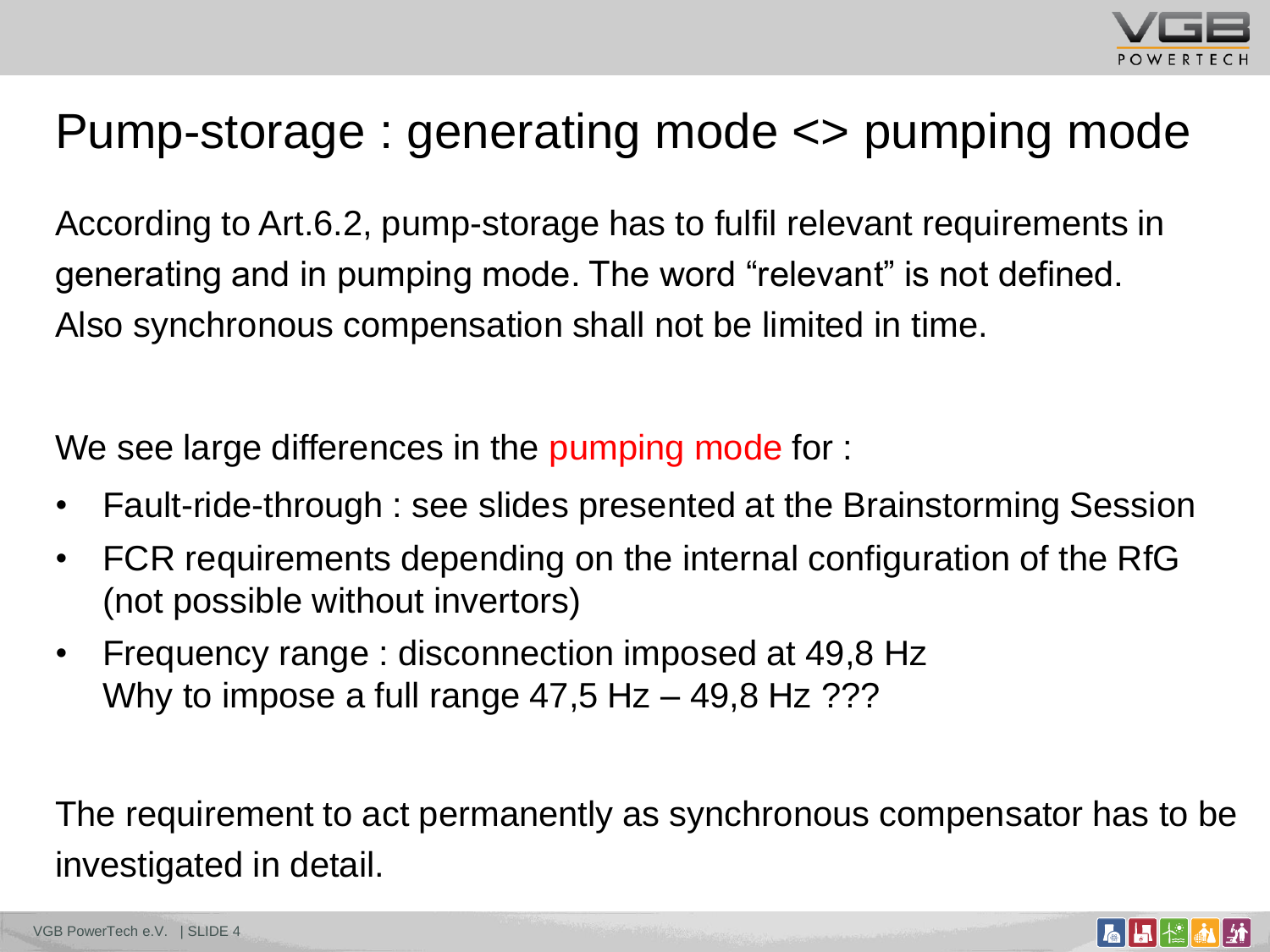# Pump-storage : generating mode <> pumping mode

According to Art.6.2, pump-storage has to fulfil relevant requirements in generating and in pumping mode. The word "relevant" is not defined. Also synchronous compensation shall not be limited in time.

We see large differences in the pumping mode for :

- Fault-ride-through : see slides presented at the Brainstorming Session
- FCR requirements depending on the internal configuration of the RfG (not possible without invertors)
- Frequency range : disconnection imposed at 49,8 Hz
  Why to impose a full range 47,5 Hz – 49,8 Hz ???

The requirement to act permanently as synchronous compensator has to be investigated in detail.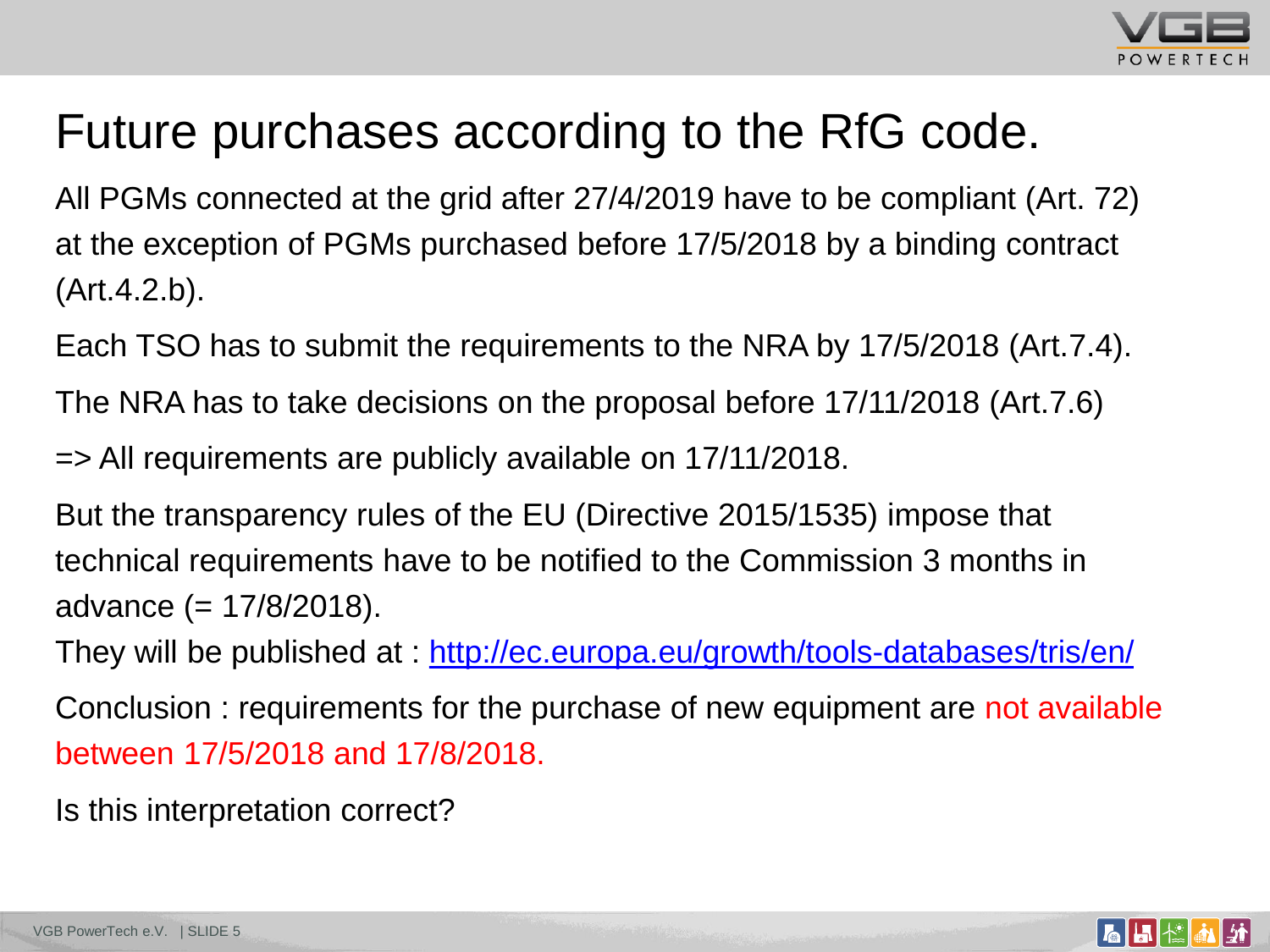# Future purchases according to the RfG code.

All PGMs connected at the grid after 27/4/2019 have to be compliant (Art. 72) at the exception of PGMs purchased before 17/5/2018 by a binding contract (Art.4.2.b).

Each TSO has to submit the requirements to the NRA by 17/5/2018 (Art.7.4).

The NRA has to take decisions on the proposal before 17/11/2018 (Art.7.6)

=> All requirements are publicly available on 17/11/2018.

But the transparency rules of the EU (Directive 2015/1535) impose that technical requirements have to be notified to the Commission 3 months in advance (= 17/8/2018).

They will be published at : [http://ec.europa.eu/growth/tools-databases/tris/en/](http://ec.europa.eu/growth/tools-databases/tris/en/)

Conclusion : requirements for the purchase of new equipment are not available between 17/5/2018 and 17/8/2018.

Is this interpretation correct?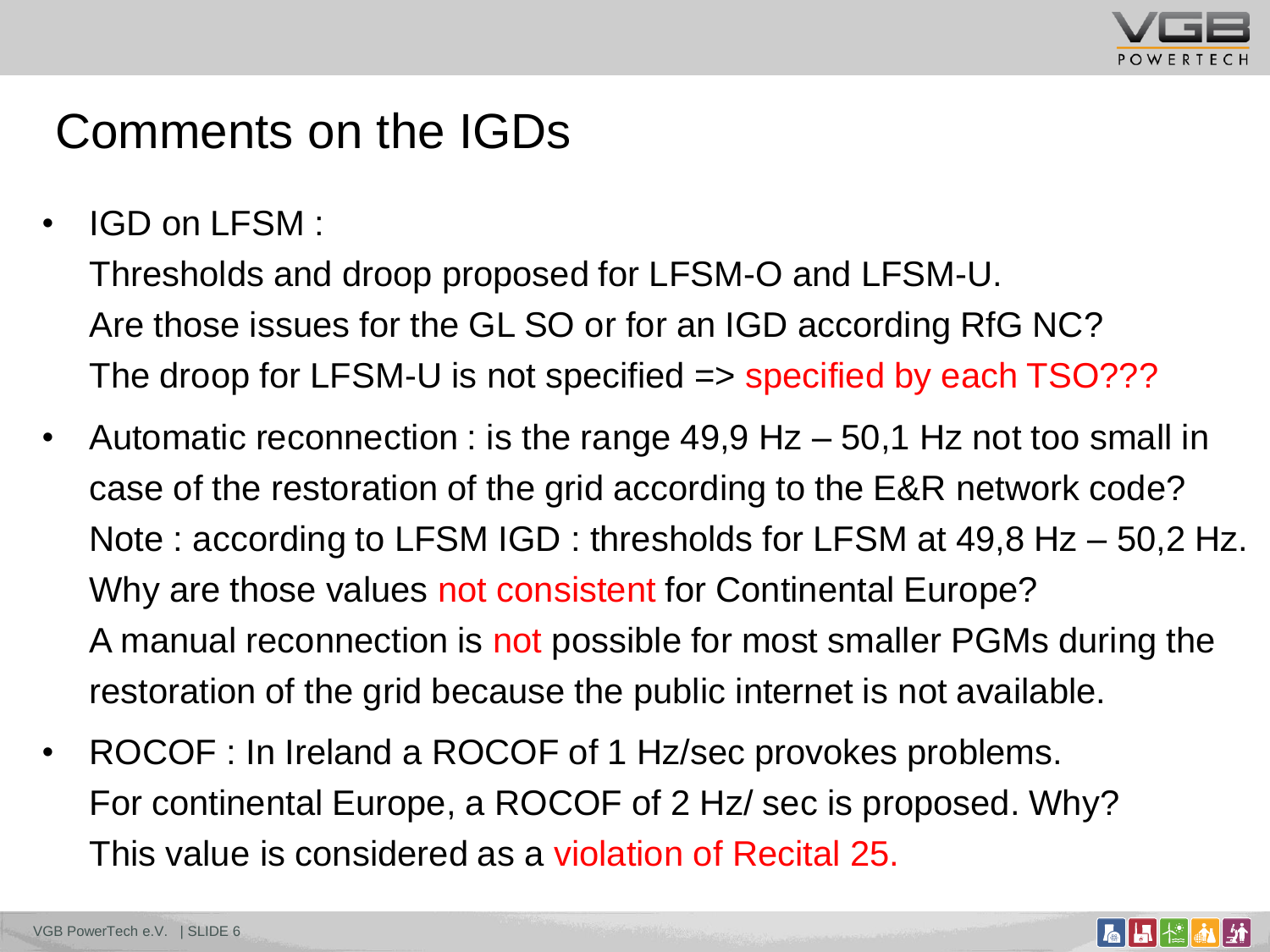# Comments on the IGDs

- IGD on LFSM :

  Thresholds and droop proposed for LFSM-O and LFSM-U.

  Are those issues for the GL SO or for an IGD according RfG NC?

  The droop for LFSM-U is not specified => specified by each TSO???

- Automatic reconnection : is the range 49,9 Hz – 50,1 Hz not too small in case of the restoration of the grid according to the E&R network code?

  Note : according to LFSM IGD : thresholds for LFSM at 49,8 Hz – 50,2 Hz. Why are those values not consistent for Continental Europe?

  A manual reconnection is not possible for most smaller PGMs during the restoration of the grid because the public internet is not available.

- ROCOF : In Ireland a ROCOF of 1 Hz/sec provokes problems.

  For continental Europe, a ROCOF of 2 Hz/ sec is proposed. Why?

  This value is considered as a violation of Recital 25.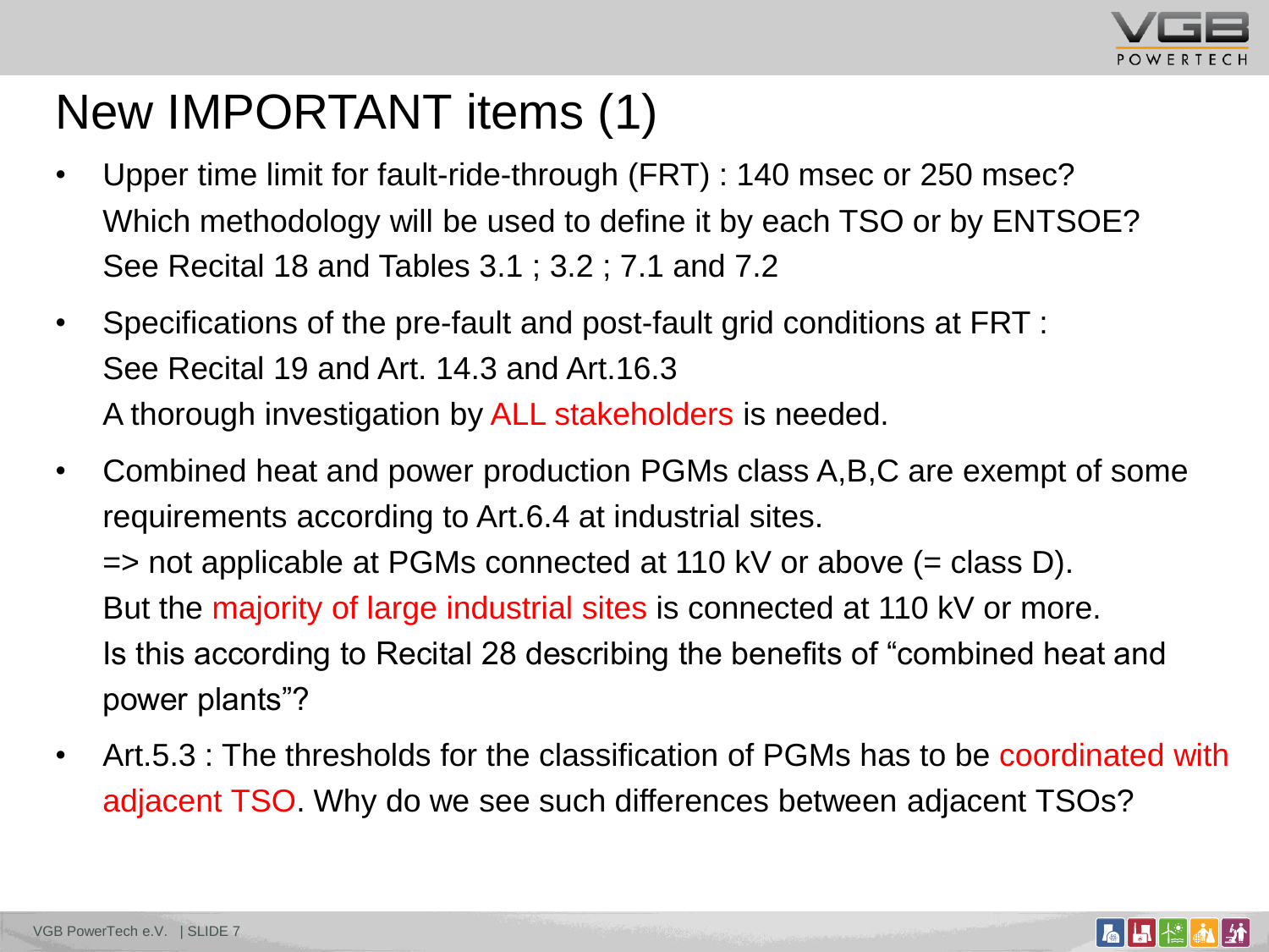# New IMPORTANT items (1)

- Upper time limit for fault-ride-through (FRT) : 140 msec or 250 msec? Which methodology will be used to define it by each TSO or by ENTSOE? See Recital 18 and Tables 3.1 ; 3.2 ; 7.1 and 7.2
- Specifications of the pre-fault and post-fault grid conditions at FRT : See Recital 19 and Art. 14.3 and Art.16.3
  A thorough investigation by ALL stakeholders is needed.
- Combined heat and power production PGMs class A,B,C are exempt of some requirements according to Art.6.4 at industrial sites.
  => not applicable at PGMs connected at 110 kV or above (= class D).
  But the majority of large industrial sites is connected at 110 kV or more.
  Is this according to Recital 28 describing the benefits of "combined heat and power plants"?
- Art.5.3 : The thresholds for the classification of PGMs has to be coordinated with adjacent TSO. Why do we see such differences between adjacent TSOs?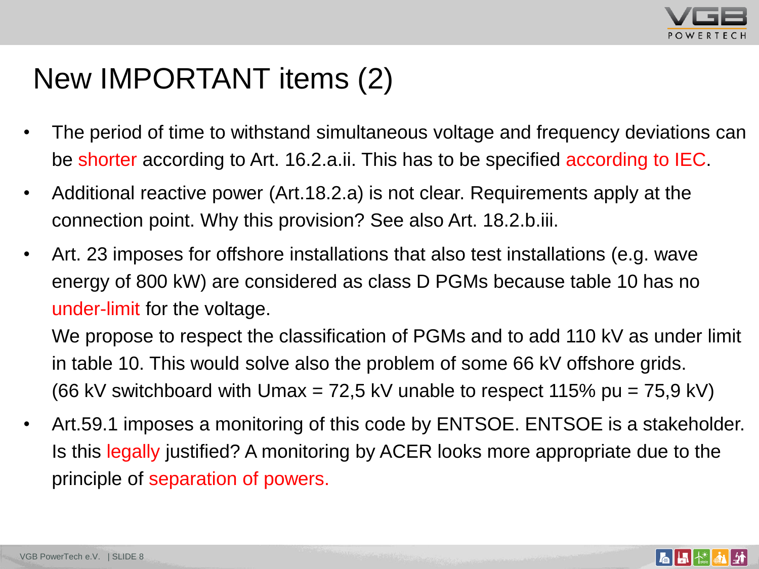# New IMPORTANT items (2)

- The period of time to withstand simultaneous voltage and frequency deviations can be shorter according to Art. 16.2.a.ii. This has to be specified according to IEC.
- Additional reactive power (Art.18.2.a) is not clear. Requirements apply at the connection point. Why this provision? See also Art. 18.2.b.iii.
- Art. 23 imposes for offshore installations that also test installations (e.g. wave energy of 800 kW) are considered as class D PGMs because table 10 has no under-limit for the voltage.

  We propose to respect the classification of PGMs and to add 110 kV as under limit in table 10. This would solve also the problem of some 66 kV offshore grids. (66 kV switchboard with Umax = 72,5 kV unable to respect 115% pu = 75,9 kV)
- Art.59.1 imposes a monitoring of this code by ENTSOE. ENTSOE is a stakeholder. Is this legally justified? A monitoring by ACER looks more appropriate due to the principle of separation of powers.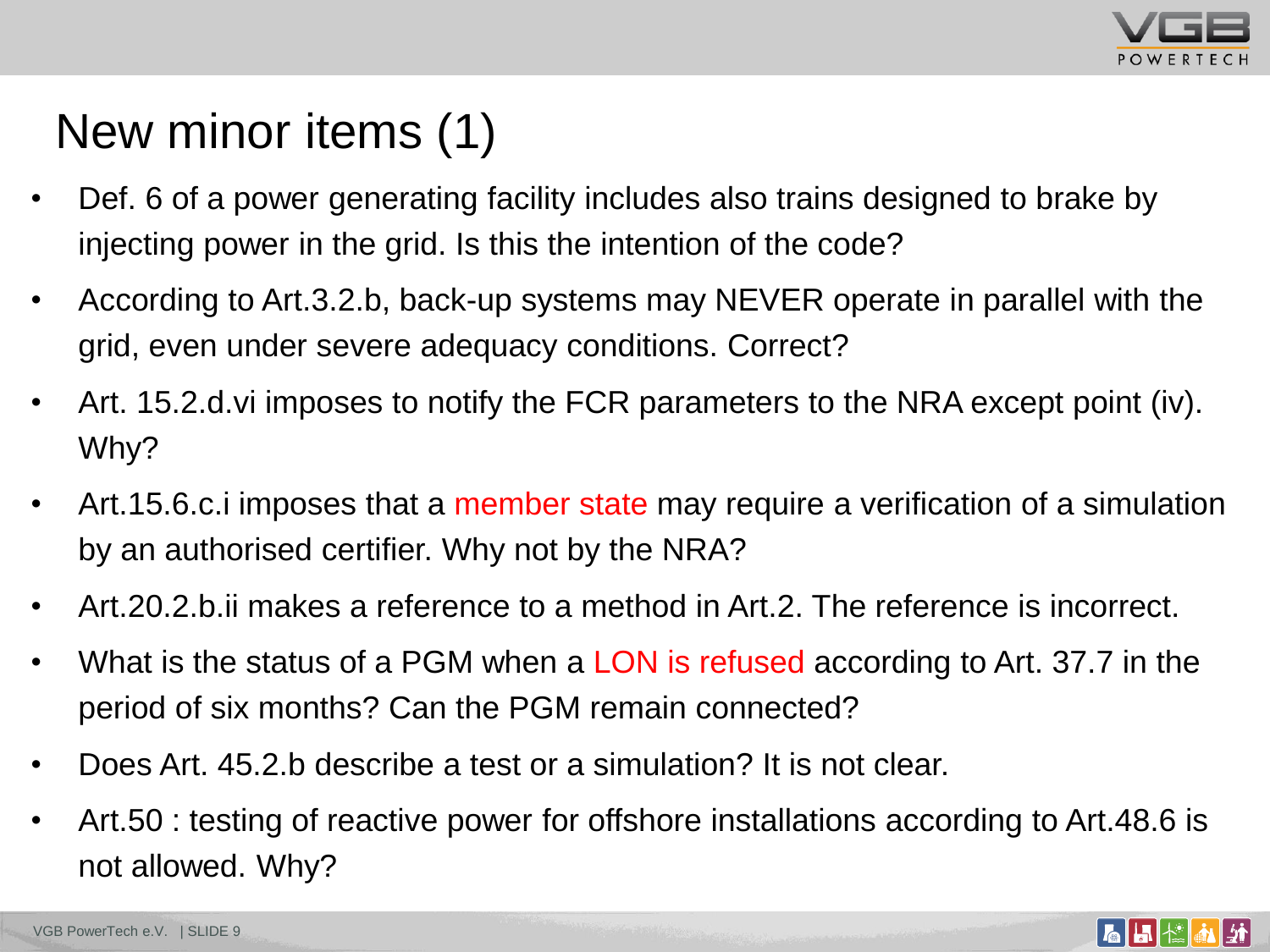# New minor items (1)

- Def. 6 of a power generating facility includes also trains designed to brake by injecting power in the grid. Is this the intention of the code?
- According to Art.3.2.b, back-up systems may NEVER operate in parallel with the grid, even under severe adequacy conditions. Correct?
- Art. 15.2.d.vi imposes to notify the FCR parameters to the NRA except point (iv). Why?
- Art.15.6.c.i imposes that a member state may require a verification of a simulation by an authorised certifier. Why not by the NRA?
- Art.20.2.b.ii makes a reference to a method in Art.2. The reference is incorrect.
- What is the status of a PGM when a LON is refused according to Art. 37.7 in the period of six months? Can the PGM remain connected?
- Does Art. 45.2.b describe a test or a simulation? It is not clear.
- Art.50 : testing of reactive power for offshore installations according to Art.48.6 is not allowed. Why?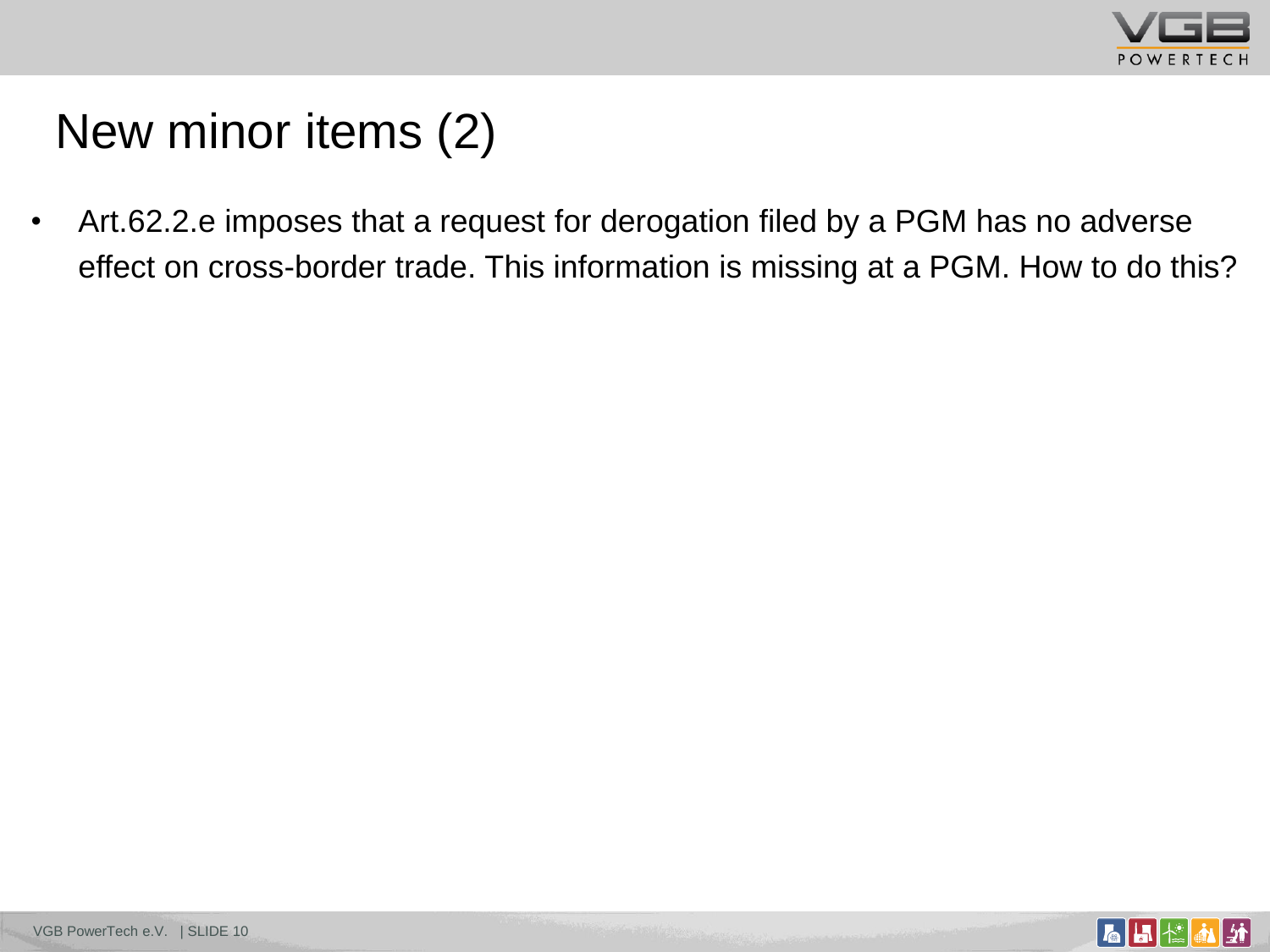# New minor items (2)

- Art.62.2.e imposes that a request for derogation filed by a PGM has no adverse effect on cross-border trade. This information is missing at a PGM. How to do this?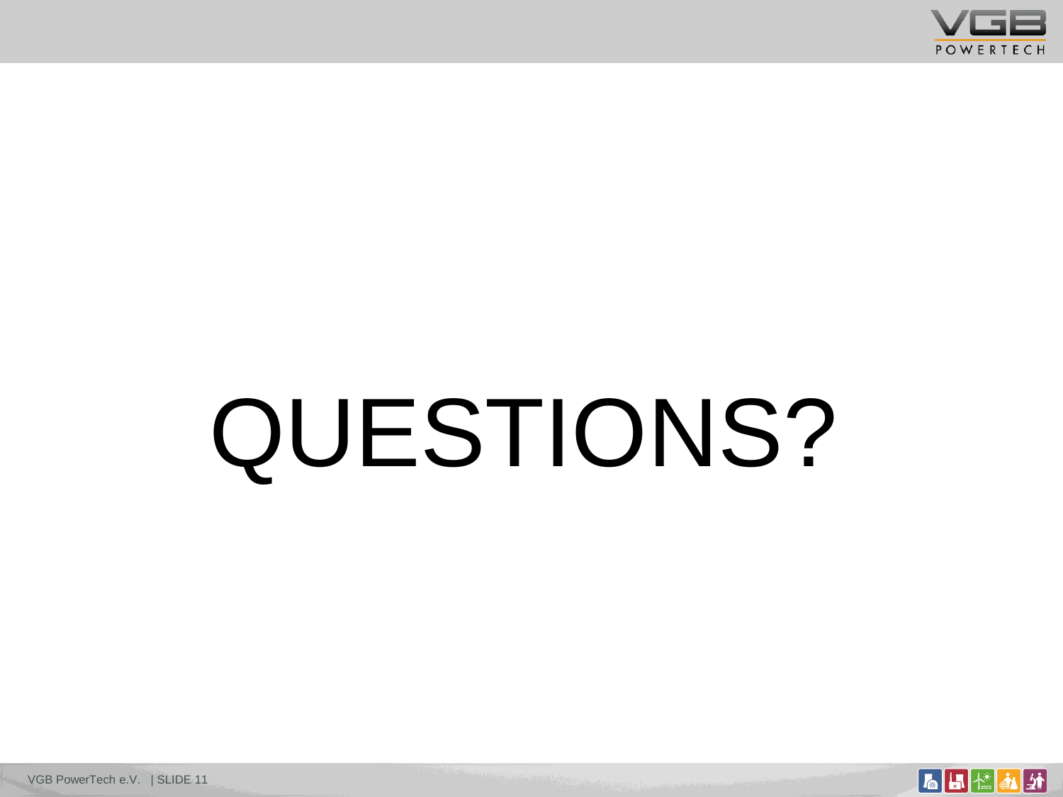# QUESTIONS?